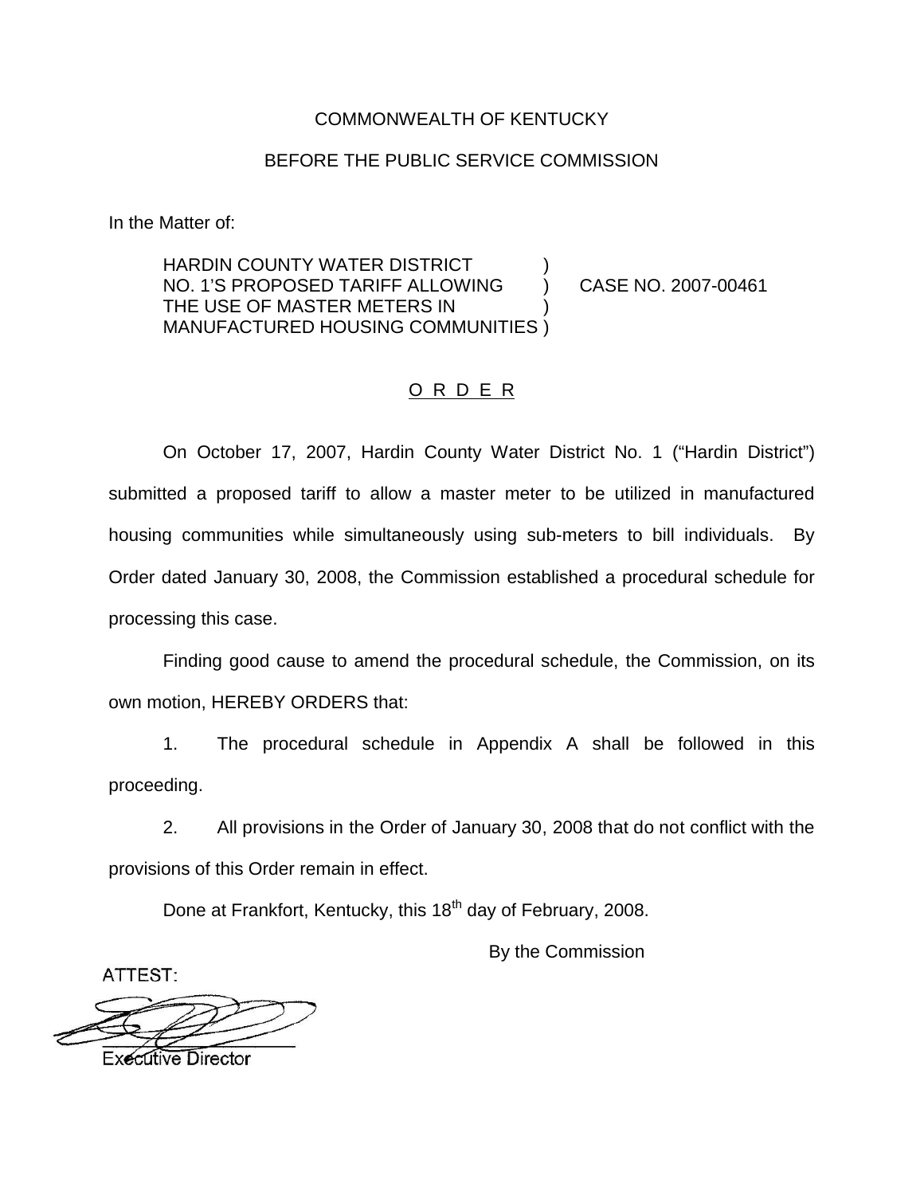COMMONWEALTH OF KENTUCKY

BEFORE THE PUBLIC SERVICE COMMISSION

In the Matter of:

HARDIN COUNTY WATER DISTRICT NO. 1'S PROPOSED TARIFF ALLOWING THE USE OF MASTER METERS IN MANUFACTURED HOUSING COMMUNITIES ) CASE NO. 2007-00461

O R D E R

On October 17, 2007, Hardin County Water District No. 1 ("Hardin District") submitted a proposed tariff to allow a master meter to be utilized in manufactured housing communities while simultaneously using sub-meters to bill individuals. By Order dated January 30, 2008, the Commission established a procedural schedule for processing this case.

Finding good cause to amend the procedural schedule, the Commission, on its own motion, HEREBY ORDERS that:

1. The procedural schedule in Appendix A shall be followed in this proceeding.

2. All provisions in the Order of January 30, 2008 that do not conflict with the provisions of this Order remain in effect.

Done at Frankfort, Kentucky, this 18th day of February, 2008.

By the Commission

ATTEST:

Executive Director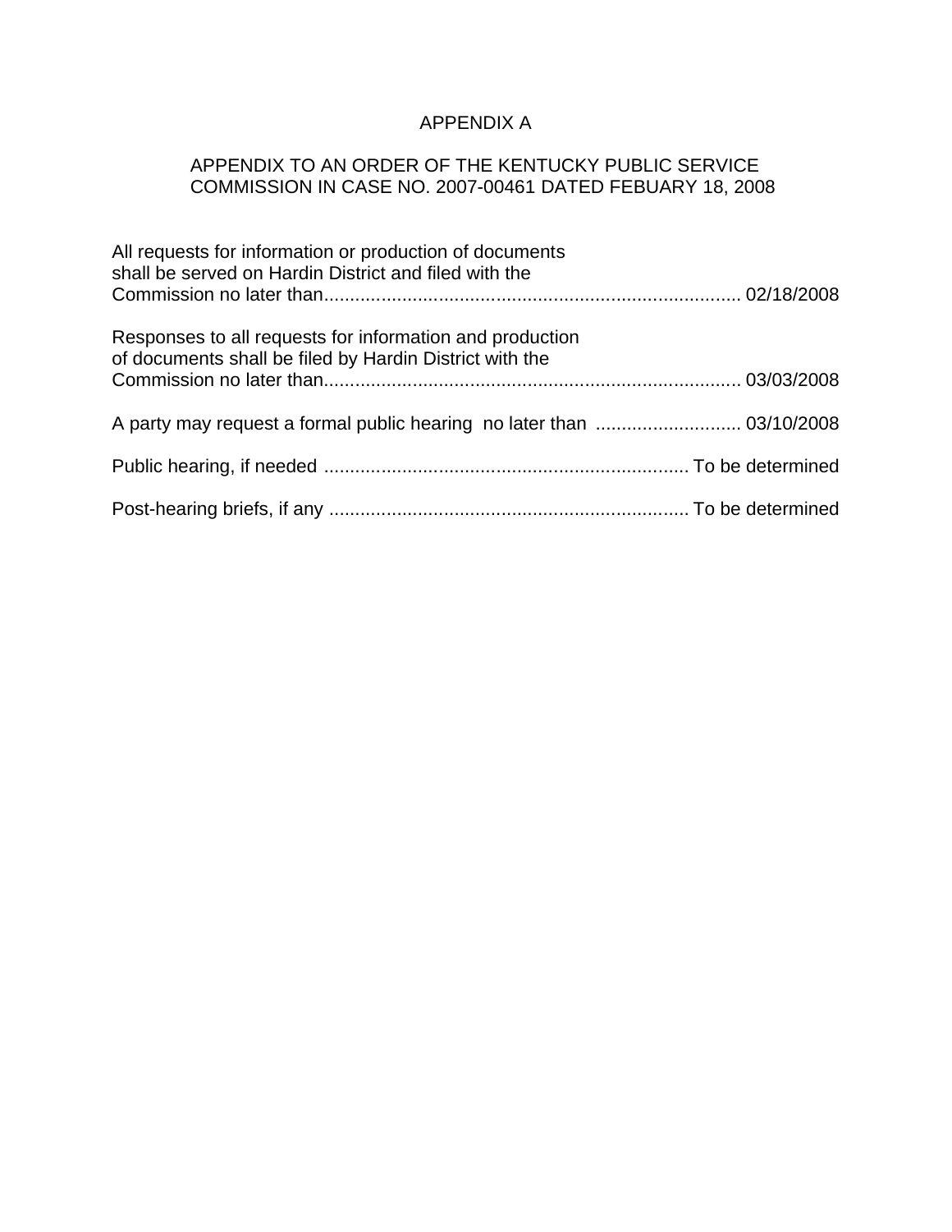APPENDIX A

APPENDIX TO AN ORDER OF THE KENTUCKY PUBLIC SERVICE COMMISSION IN CASE NO. 2007-00461 DATED FEBUARY 18, 2008

All requests for information or production of documents shall be served on Hardin District and filed with the Commission no later than................................................................................ 02/18/2008

Responses to all requests for information and production of documents shall be filed by Hardin District with the Commission no later than................................................................................ 03/03/2008

A party may request a formal public hearing no later than ............................ 03/10/2008

Public hearing, if needed ..................................................................... To be determined

Post-hearing briefs, if any .................................................................... To be determined